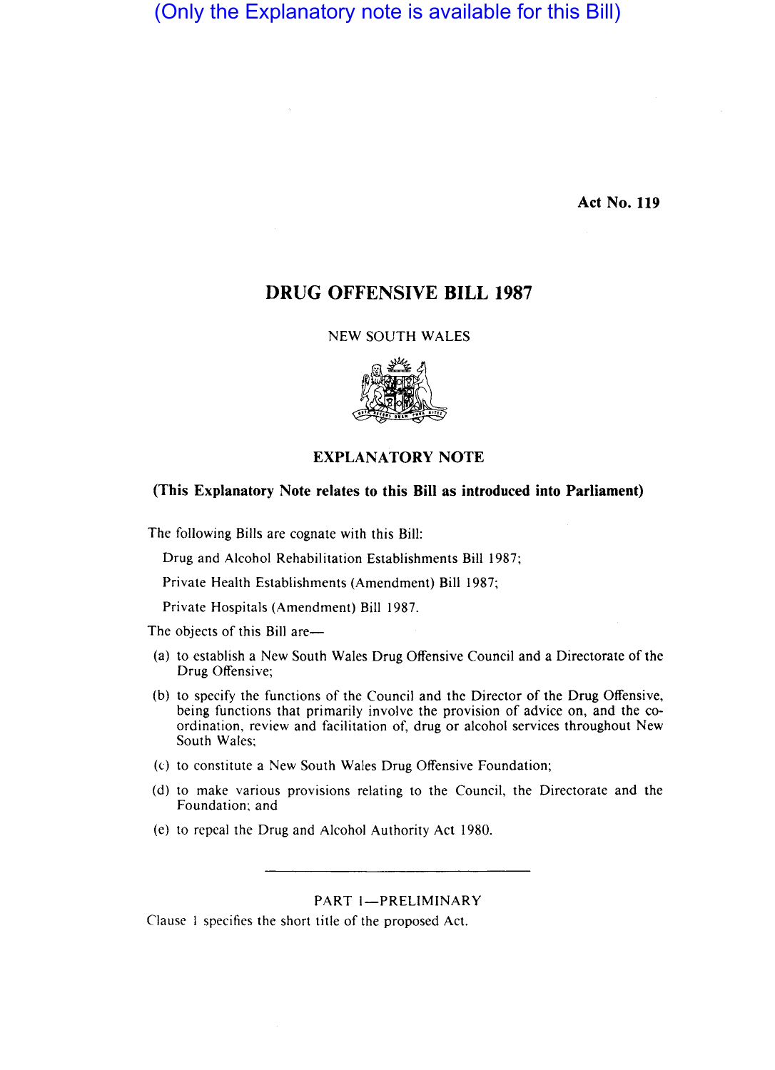(Only the Explanatory note is available for this Bill)

**Act No. 119**

# DRUG OFFENSIVE BILL 1987

NEW SOUTH WALES

## EXPLANATORY NOTE

**(This Explanatory Note relates to this Bill as introduced into Parliament)**

The following Bills are cognate with this Bill:

Drug and Alcohol Rehabilitation Establishments Bill 1987;

Private Health Establishments (Amendment) Bill 1987;

Private Hospitals (Amendment) Bill 1987.

The objects of this Bill are—

(a) to establish a New South Wales Drug Offensive Council and a Directorate of the Drug Offensive;

(b) to specify the functions of the Council and the Director of the Drug Offensive, being functions that primarily involve the provision of advice on, and the co-ordination, review and facilitation of, drug or alcohol services throughout New South Wales;

(c) to constitute a New South Wales Drug Offensive Foundation;

(d) to make various provisions relating to the Council, the Directorate and the Foundation; and

(e) to repeal the Drug and Alcohol Authority Act 1980.

---

PART 1—PRELIMINARY

Clause 1 specifies the short title of the proposed Act.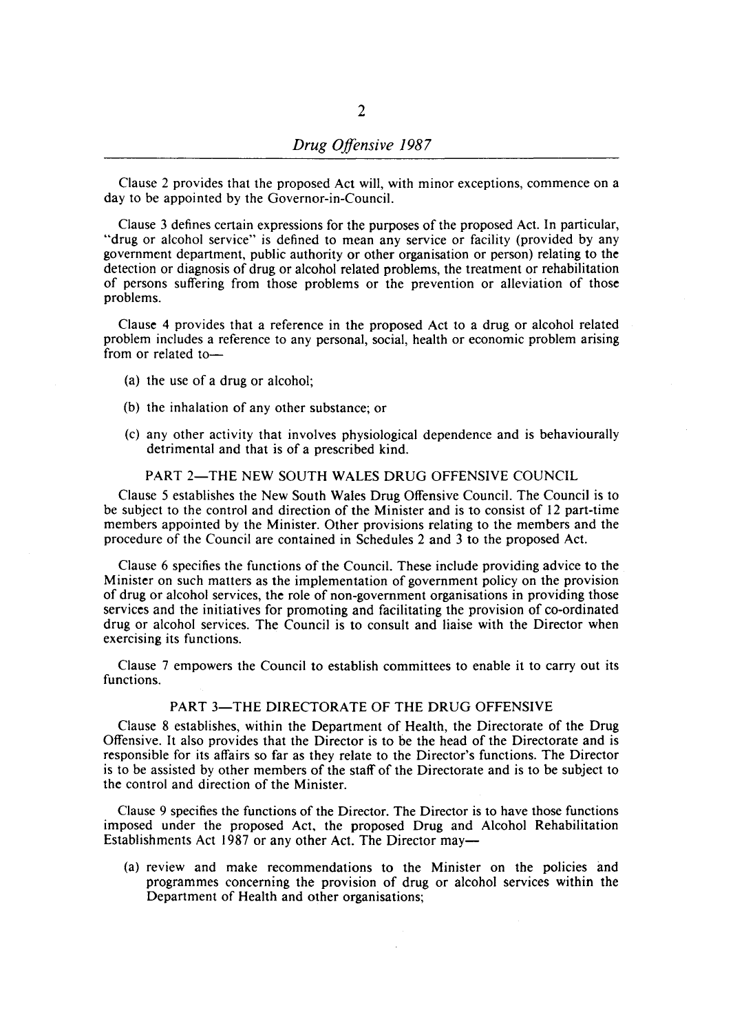Clause 2 provides that the proposed Act will, with minor exceptions, commence on a day to be appointed by the Governor-in-Council.

Clause 3 defines certain expressions for the purposes of the proposed Act. In particular, "drug or alcohol service" is defined to mean any service or facility (provided by any government department, public authority or other organisation or person) relating to the detection or diagnosis of drug or alcohol related problems, the treatment or rehabilitation of persons suffering from those problems or the prevention or alleviation of those problems.

Clause 4 provides that a reference in the proposed Act to a drug or alcohol related problem includes a reference to any personal, social, health or economic problem arising from or related to—

(a) the use of a drug or alcohol;

(b) the inhalation of any other substance; or

(c) any other activity that involves physiological dependence and is behaviourally detrimental and that is of a prescribed kind.

## PART 2—THE NEW SOUTH WALES DRUG OFFENSIVE COUNCIL

Clause 5 establishes the New South Wales Drug Offensive Council. The Council is to be subject to the control and direction of the Minister and is to consist of 12 part-time members appointed by the Minister. Other provisions relating to the members and the procedure of the Council are contained in Schedules 2 and 3 to the proposed Act.

Clause 6 specifies the functions of the Council. These include providing advice to the Minister on such matters as the implementation of government policy on the provision of drug or alcohol services, the role of non-government organisations in providing those services and the initiatives for promoting and facilitating the provision of co-ordinated drug or alcohol services. The Council is to consult and liaise with the Director when exercising its functions.

Clause 7 empowers the Council to establish committees to enable it to carry out its functions.

## PART 3—THE DIRECTORATE OF THE DRUG OFFENSIVE

Clause 8 establishes, within the Department of Health, the Directorate of the Drug Offensive. It also provides that the Director is to be the head of the Directorate and is responsible for its affairs so far as they relate to the Director's functions. The Director is to be assisted by other members of the staff of the Directorate and is to be subject to the control and direction of the Minister.

Clause 9 specifies the functions of the Director. The Director is to have those functions imposed under the proposed Act, the proposed Drug and Alcohol Rehabilitation Establishments Act 1987 or any other Act. The Director may—

(a) review and make recommendations to the Minister on the policies and programmes concerning the provision of drug or alcohol services within the Department of Health and other organisations;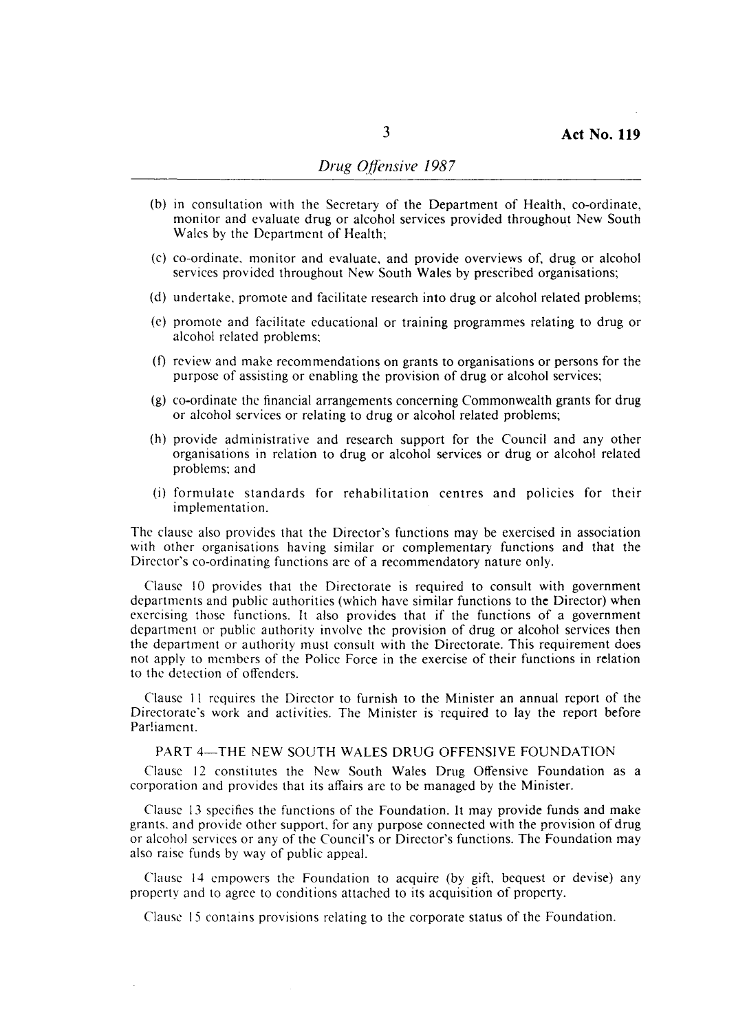(b) in consultation with the Secretary of the Department of Health, co-ordinate, monitor and evaluate drug or alcohol services provided throughout New South Wales by the Department of Health;

(c) co-ordinate, monitor and evaluate, and provide overviews of, drug or alcohol services provided throughout New South Wales by prescribed organisations;

(d) undertake, promote and facilitate research into drug or alcohol related problems;

(e) promote and facilitate educational or training programmes relating to drug or alcohol related problems;

(f) review and make recommendations on grants to organisations or persons for the purpose of assisting or enabling the provision of drug or alcohol services;

(g) co-ordinate the financial arrangements concerning Commonwealth grants for drug or alcohol services or relating to drug or alcohol related problems;

(h) provide administrative and research support for the Council and any other organisations in relation to drug or alcohol services or drug or alcohol related problems; and

(i) formulate standards for rehabilitation centres and policies for their implementation.

The clause also provides that the Director's functions may be exercised in association with other organisations having similar or complementary functions and that the Director's co-ordinating functions are of a recommendatory nature only.

Clause 10 provides that the Directorate is required to consult with government departments and public authorities (which have similar functions to the Director) when exercising those functions. It also provides that if the functions of a government department or public authority involve the provision of drug or alcohol services then the department or authority must consult with the Directorate. This requirement does not apply to members of the Police Force in the exercise of their functions in relation to the detection of offenders.

Clause 11 requires the Director to furnish to the Minister an annual report of the Directorate's work and activities. The Minister is required to lay the report before Parliament.

PART 4—THE NEW SOUTH WALES DRUG OFFENSIVE FOUNDATION

Clause 12 constitutes the New South Wales Drug Offensive Foundation as a corporation and provides that its affairs are to be managed by the Minister.

Clause 13 specifies the functions of the Foundation. It may provide funds and make grants, and provide other support, for any purpose connected with the provision of drug or alcohol services or any of the Council's or Director's functions. The Foundation may also raise funds by way of public appeal.

Clause 14 empowers the Foundation to acquire (by gift, bequest or devise) any property and to agree to conditions attached to its acquisition of property.

Clause 15 contains provisions relating to the corporate status of the Foundation.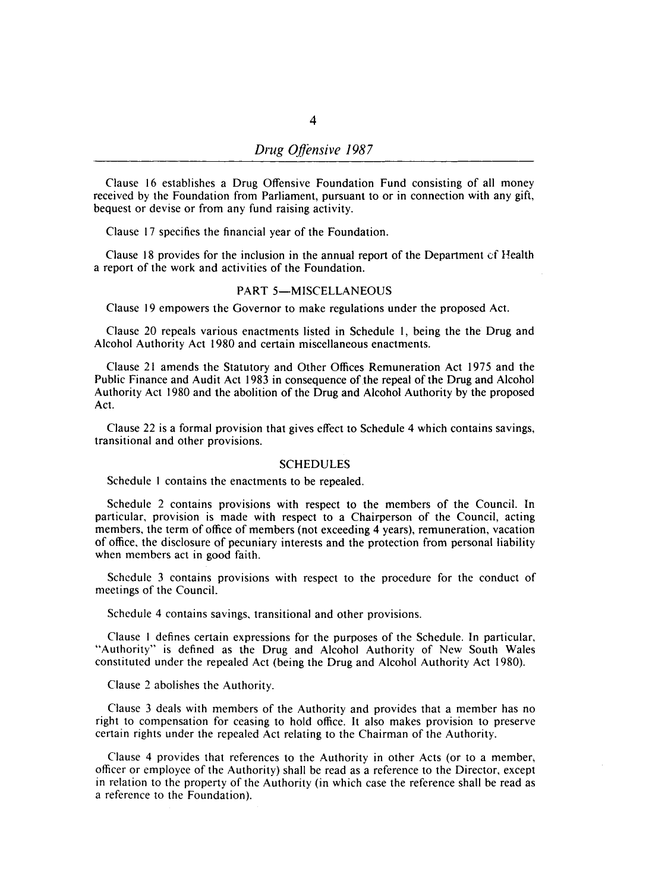Clause 16 establishes a Drug Offensive Foundation Fund consisting of all money received by the Foundation from Parliament, pursuant to or in connection with any gift, bequest or devise or from any fund raising activity.

Clause 17 specifies the financial year of the Foundation.

Clause 18 provides for the inclusion in the annual report of the Department of Health a report of the work and activities of the Foundation.

## PART 5—MISCELLANEOUS

Clause 19 empowers the Governor to make regulations under the proposed Act.

Clause 20 repeals various enactments listed in Schedule 1, being the the Drug and Alcohol Authority Act 1980 and certain miscellaneous enactments.

Clause 21 amends the Statutory and Other Offices Remuneration Act 1975 and the Public Finance and Audit Act 1983 in consequence of the repeal of the Drug and Alcohol Authority Act 1980 and the abolition of the Drug and Alcohol Authority by the proposed Act.

Clause 22 is a formal provision that gives effect to Schedule 4 which contains savings, transitional and other provisions.

## SCHEDULES

Schedule 1 contains the enactments to be repealed.

Schedule 2 contains provisions with respect to the members of the Council. In particular, provision is made with respect to a Chairperson of the Council, acting members, the term of office of members (not exceeding 4 years), remuneration, vacation of office, the disclosure of pecuniary interests and the protection from personal liability when members act in good faith.

Schedule 3 contains provisions with respect to the procedure for the conduct of meetings of the Council.

Schedule 4 contains savings, transitional and other provisions.

Clause 1 defines certain expressions for the purposes of the Schedule. In particular, "Authority" is defined as the Drug and Alcohol Authority of New South Wales constituted under the repealed Act (being the Drug and Alcohol Authority Act 1980).

Clause 2 abolishes the Authority.

Clause 3 deals with members of the Authority and provides that a member has no right to compensation for ceasing to hold office. It also makes provision to preserve certain rights under the repealed Act relating to the Chairman of the Authority.

Clause 4 provides that references to the Authority in other Acts (or to a member, officer or employee of the Authority) shall be read as a reference to the Director, except in relation to the property of the Authority (in which case the reference shall be read as a reference to the Foundation).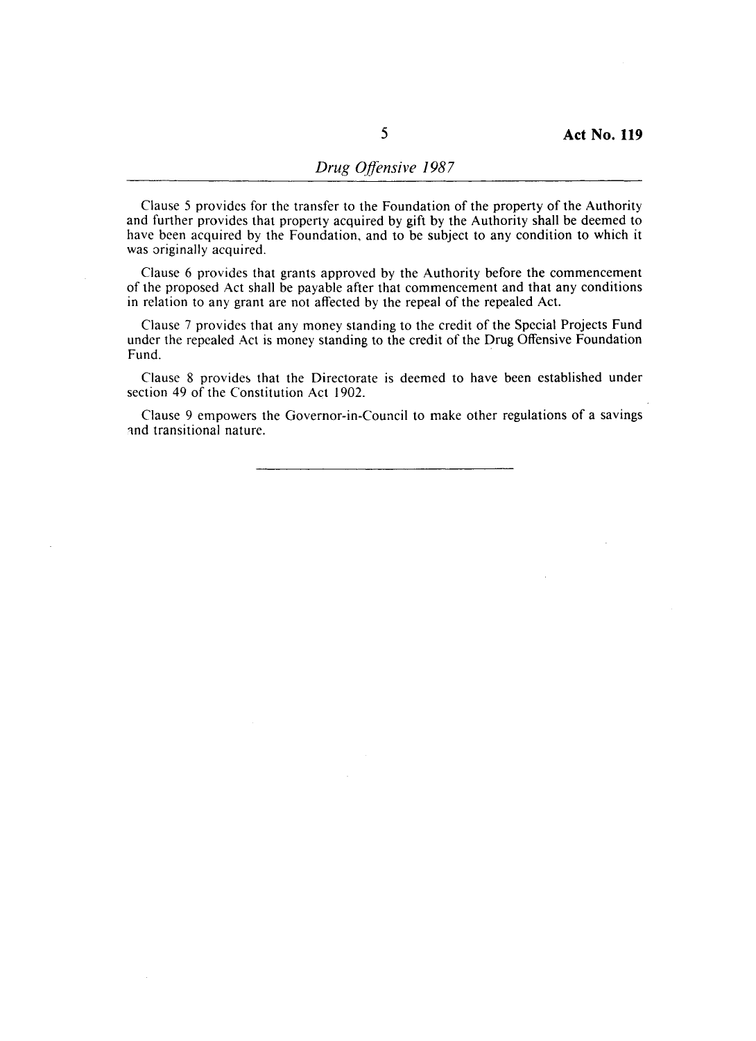Clause 5 provides for the transfer to the Foundation of the property of the Authority and further provides that property acquired by gift by the Authority shall be deemed to have been acquired by the Foundation, and to be subject to any condition to which it was originally acquired.

Clause 6 provides that grants approved by the Authority before the commencement of the proposed Act shall be payable after that commencement and that any conditions in relation to any grant are not affected by the repeal of the repealed Act.

Clause 7 provides that any money standing to the credit of the Special Projects Fund under the repealed Act is money standing to the credit of the Drug Offensive Foundation Fund.

Clause 8 provides that the Directorate is deemed to have been established under section 49 of the Constitution Act 1902.

Clause 9 empowers the Governor-in-Council to make other regulations of a savings and transitional nature.